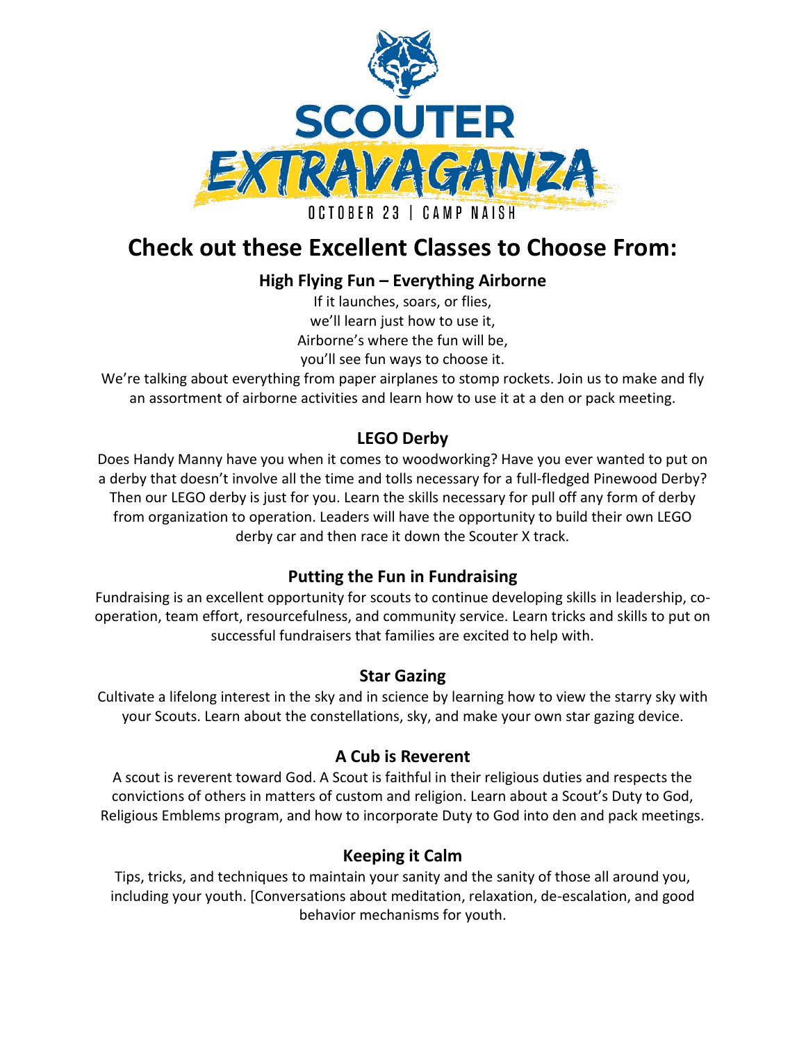SCOUTER EXTRAVAGANZA

OCTOBER 23 | CAMP NAISH

# Check out these Excellent Classes to Choose From:

## High Flying Fun – Everything Airborne

If it launches, soars, or flies,
we'll learn just how to use it,
Airborne's where the fun will be,
you'll see fun ways to choose it.

We're talking about everything from paper airplanes to stomp rockets. Join us to make and fly an assortment of airborne activities and learn how to use it at a den or pack meeting.

## LEGO Derby

Does Handy Manny have you when it comes to woodworking? Have you ever wanted to put on a derby that doesn't involve all the time and tolls necessary for a full-fledged Pinewood Derby? Then our LEGO derby is just for you. Learn the skills necessary for pull off any form of derby from organization to operation. Leaders will have the opportunity to build their own LEGO derby car and then race it down the Scouter X track.

## Putting the Fun in Fundraising

Fundraising is an excellent opportunity for scouts to continue developing skills in leadership, co-operation, team effort, resourcefulness, and community service. Learn tricks and skills to put on successful fundraisers that families are excited to help with.

## Star Gazing

Cultivate a lifelong interest in the sky and in science by learning how to view the starry sky with your Scouts. Learn about the constellations, sky, and make your own star gazing device.

## A Cub is Reverent

A scout is reverent toward God. A Scout is faithful in their religious duties and respects the convictions of others in matters of custom and religion. Learn about a Scout's Duty to God, Religious Emblems program, and how to incorporate Duty to God into den and pack meetings.

## Keeping it Calm

Tips, tricks, and techniques to maintain your sanity and the sanity of those all around you, including your youth. [Conversations about meditation, relaxation, de-escalation, and good behavior mechanisms for youth.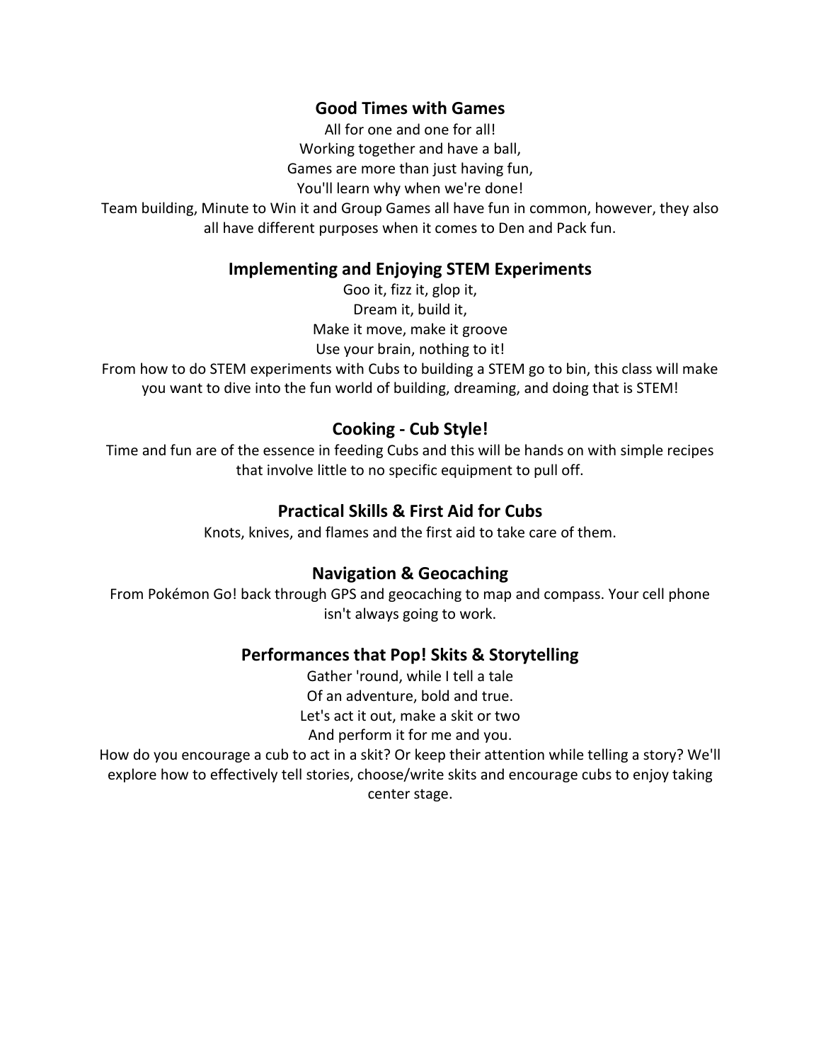### Good Times with Games

All for one and one for all!
Working together and have a ball,
Games are more than just having fun,
You'll learn why when we're done!

Team building, Minute to Win it and Group Games all have fun in common, however, they also all have different purposes when it comes to Den and Pack fun.

### Implementing and Enjoying STEM Experiments

Goo it, fizz it, glop it,
Dream it, build it,
Make it move, make it groove
Use your brain, nothing to it!

From how to do STEM experiments with Cubs to building a STEM go to bin, this class will make you want to dive into the fun world of building, dreaming, and doing that is STEM!

### Cooking - Cub Style!

Time and fun are of the essence in feeding Cubs and this will be hands on with simple recipes that involve little to no specific equipment to pull off.

### Practical Skills & First Aid for Cubs

Knots, knives, and flames and the first aid to take care of them.

### Navigation & Geocaching

From Pokémon Go! back through GPS and geocaching to map and compass. Your cell phone isn't always going to work.

### Performances that Pop! Skits & Storytelling

Gather 'round, while I tell a tale
Of an adventure, bold and true.
Let's act it out, make a skit or two
And perform it for me and you.

How do you encourage a cub to act in a skit? Or keep their attention while telling a story? We'll explore how to effectively tell stories, choose/write skits and encourage cubs to enjoy taking center stage.